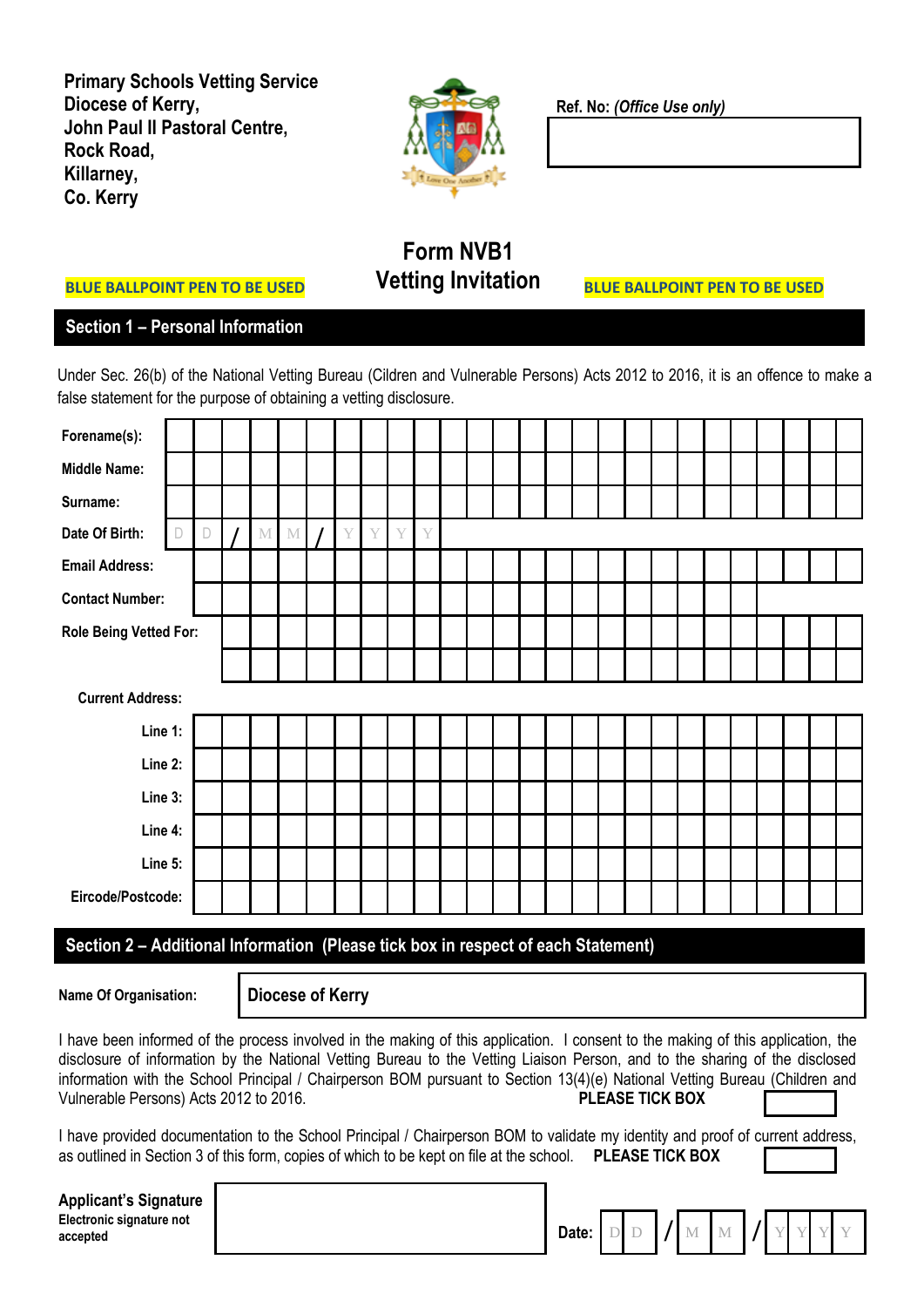**Primary Schools Vetting Service**
**Diocese of Kerry,**
**John Paul II Pastoral Centre,**
**Rock Road,**
**Killarney,**
**Co. Kerry**

**Ref. No:** ***(Office Use only)***

# Form NVB1
# Vetting Invitation

**BLUE BALLPOINT PEN TO BE USED** **BLUE BALLPOINT PEN TO BE USED**

## Section 1 – Personal Information

Under Sec. 26(b) of the National Vetting Bureau (Cildren and Vulnerable Persons) Acts 2012 to 2016, it is an offence to make a false statement for the purpose of obtaining a vetting disclosure.

**Forename(s):**

**Middle Name:**

**Surname:**

**Date Of Birth:** D D / M M / Y Y Y Y

**Email Address:**

**Contact Number:**

**Role Being Vetted For:**

**Current Address:**

**Line 1:**

**Line 2:**

**Line 3:**

**Line 4:**

**Line 5:**

**Eircode/Postcode:**

## Section 2 – Additional Information (Please tick box in respect of each Statement)

**Name Of Organisation:** **Diocese of Kerry**

I have been informed of the process involved in the making of this application. I consent to the making of this application, the disclosure of information by the National Vetting Bureau to the Vetting Liaison Person, and to the sharing of the disclosed information with the School Principal / Chairperson BOM pursuant to Section 13(4)(e) National Vetting Bureau (Children and Vulnerable Persons) Acts 2012 to 2016. **PLEASE TICK BOX**

I have provided documentation to the School Principal / Chairperson BOM to validate my identity and proof of current address, as outlined in Section 3 of this form, copies of which to be kept on file at the school. **PLEASE TICK BOX**

**Applicant's Signature**
**Electronic signature not accepted**

**Date:** D D / M M / Y Y Y Y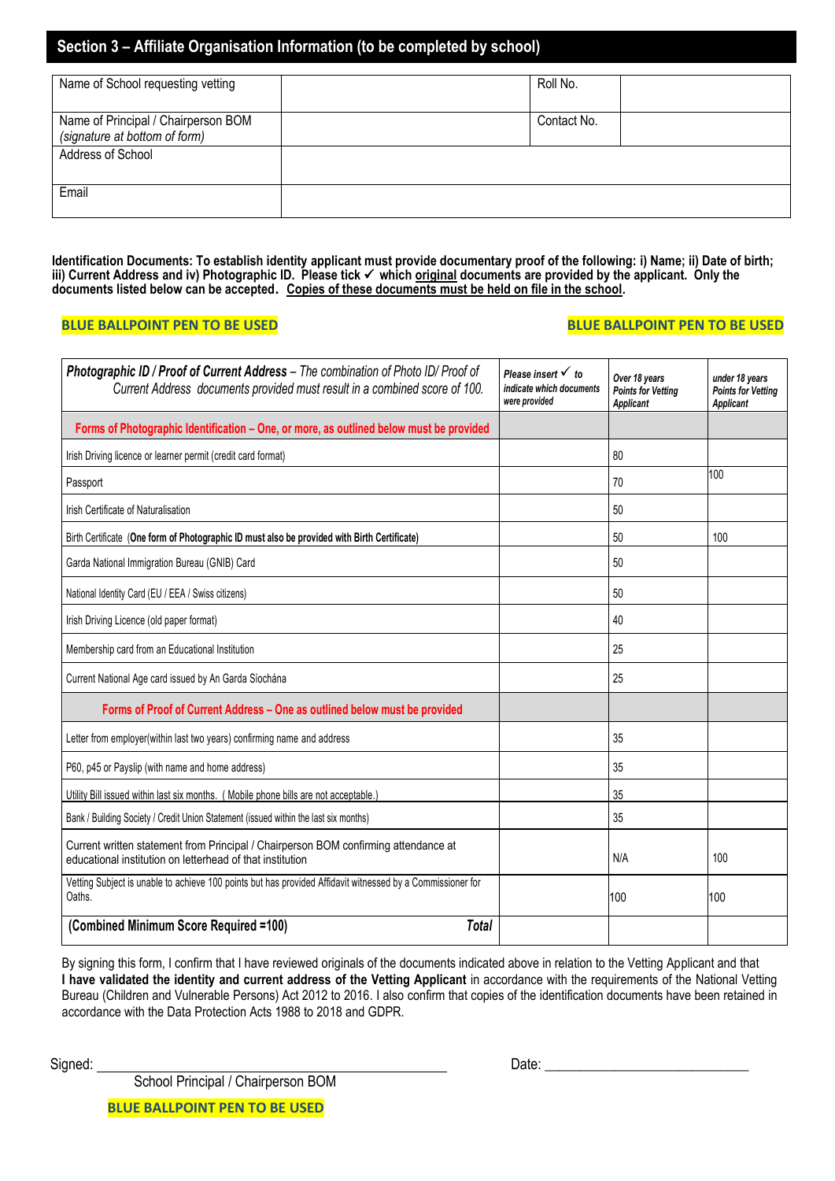## Section 3 – Affiliate Organisation Information (to be completed by school)

| | | | |
|---|---|---|---|
| Name of School requesting vetting | | Roll No. | |
| Name of Principal / Chairperson BOM *(signature at bottom of form)* | | Contact No. | |
| Address of School | | | |
| Email | | | |

**Identification Documents: To establish identity applicant must provide documentary proof of the following: i) Name; ii) Date of birth; iii) Current Address and iv) Photographic ID. Please tick ✓ which original documents are provided by the applicant. Only the documents listed below can be accepted. Copies of these documents must be held on file in the school.**

**BLUE BALLPOINT PEN TO BE USED** **BLUE BALLPOINT PEN TO BE USED**

| ***Photographic ID / Proof of Current Address*** *– The combination of Photo ID/ Proof of Current Address documents provided must result in a combined score of 100.* | *Please insert ✓ to indicate which documents were provided* | *Over 18 years Points for Vetting Applicant* | *under 18 years Points for Vetting Applicant* |
|---|---|---|---|
| **Forms of Photographic Identification – One, or more, as outlined below must be provided** | | | |
| Irish Driving licence or learner permit (credit card format) | | 80 | |
| Passport | | 70 | 100 |
| Irish Certificate of Naturalisation | | 50 | |
| Birth Certificate (**One form of Photographic ID must also be provided with Birth Certificate**) | | 50 | 100 |
| Garda National Immigration Bureau (GNIB) Card | | 50 | |
| National Identity Card (EU / EEA / Swiss citizens) | | 50 | |
| Irish Driving Licence (old paper format) | | 40 | |
| Membership card from an Educational Institution | | 25 | |
| Current National Age card issued by An Garda Síochána | | 25 | |
| **Forms of Proof of Current Address – One as outlined below must be provided** | | | |
| Letter from employer(within last two years) confirming name and address | | 35 | |
| P60, p45 or Payslip (with name and home address) | | 35 | |
| Utility Bill issued within last six months. ( Mobile phone bills are not acceptable.) | | 35 | |
| Bank / Building Society / Credit Union Statement (issued within the last six months) | | 35 | |
| Current written statement from Principal / Chairperson BOM confirming attendance at educational institution on letterhead of that institution | | N/A | 100 |
| Vetting Subject is unable to achieve 100 points but has provided Affidavit witnessed by a Commissioner for Oaths. | | 100 | 100 |
| **(Combined Minimum Score Required =100)** ***Total*** | | | |

By signing this form, I confirm that I have reviewed originals of the documents indicated above in relation to the Vetting Applicant and that **I have validated the identity and current address of the Vetting Applicant** in accordance with the requirements of the National Vetting Bureau (Children and Vulnerable Persons) Act 2012 to 2016. I also confirm that copies of the identification documents have been retained in accordance with the Data Protection Acts 1988 to 2018 and GDPR.

Signed: ______________________________ Date: ______________________

School Principal / Chairperson BOM

**BLUE BALLPOINT PEN TO BE USED**